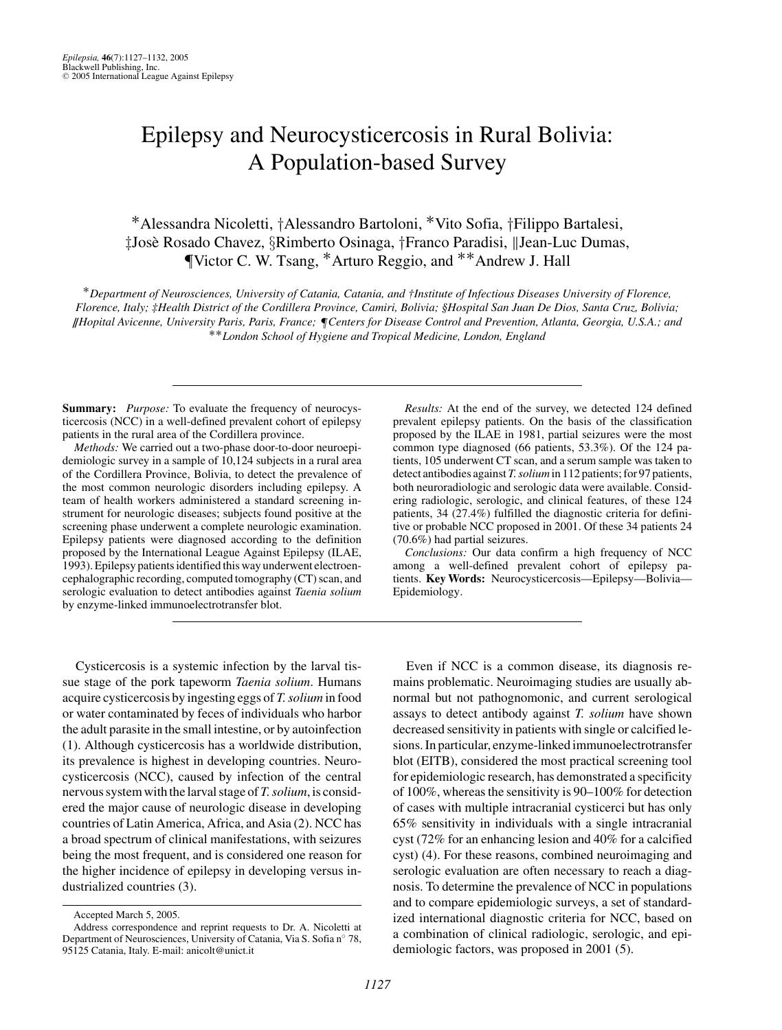# Epilepsy and Neurocysticercosis in Rural Bolivia: A Population-based Survey

*Alessandra Nicoletti, †Alessandro Bartoloni, *Vito Sofia, †Filippo Bartalesi, ‡Josè Rosado Chavez, §Rimberto Osinaga, †Franco Paradisi, ‖Jean-Luc Dumas, ¶Victor C. W. Tsang, *Arturo Reggio, and **Andrew J. Hall

*\*Department of Neurosciences, University of Catania, Catania, and †Institute of Infectious Diseases University of Florence, Florence, Italy; ‡Health District of the Cordillera Province, Camiri, Bolivia; §Hospital San Juan De Dios, Santa Cruz, Bolivia; ‖Hopital Avicenne, University Paris, Paris, France; ¶Centers for Disease Control and Prevention, Atlanta, Georgia, U.S.A.; and \*\*London School of Hygiene and Tropical Medicine, London, England*

---

**Summary:** *Purpose:* To evaluate the frequency of neurocysticercosis (NCC) in a well-defined prevalent cohort of epilepsy patients in the rural area of the Cordillera province.

*Methods:* We carried out a two-phase door-to-door neuroepidemiologic survey in a sample of 10,124 subjects in a rural area of the Cordillera Province, Bolivia, to detect the prevalence of the most common neurologic disorders including epilepsy. A team of health workers administered a standard screening instrument for neurologic diseases; subjects found positive at the screening phase underwent a complete neurologic examination. Epilepsy patients were diagnosed according to the definition proposed by the International League Against Epilepsy (ILAE, 1993). Epilepsy patients identified this way underwent electroencephalographic recording, computed tomography (CT) scan, and serologic evaluation to detect antibodies against *Taenia solium* by enzyme-linked immunoelectrotransfer blot.

*Results:* At the end of the survey, we detected 124 defined prevalent epilepsy patients. On the basis of the classification proposed by the ILAE in 1981, partial seizures were the most common type diagnosed (66 patients, 53.3%). Of the 124 patients, 105 underwent CT scan, and a serum sample was taken to detect antibodies against *T. solium* in 112 patients; for 97 patients, both neuroradiologic and serologic data were available. Considering radiologic, serologic, and clinical features, of these 124 patients, 34 (27.4%) fulfilled the diagnostic criteria for definitive or probable NCC proposed in 2001. Of these 34 patients 24 (70.6%) had partial seizures.

*Conclusions:* Our data confirm a high frequency of NCC among a well-defined prevalent cohort of epilepsy patients. **Key Words:** Neurocysticercosis—Epilepsy—Bolivia—Epidemiology.

---

Cysticercosis is a systemic infection by the larval tissue stage of the pork tapeworm *Taenia solium*. Humans acquire cysticercosis by ingesting eggs of *T. solium* in food or water contaminated by feces of individuals who harbor the adult parasite in the small intestine, or by autoinfection (1). Although cysticercosis has a worldwide distribution, its prevalence is highest in developing countries. Neurocysticercosis (NCC), caused by infection of the central nervous system with the larval stage of *T. solium*, is considered the major cause of neurologic disease in developing countries of Latin America, Africa, and Asia (2). NCC has a broad spectrum of clinical manifestations, with seizures being the most frequent, and is considered one reason for the higher incidence of epilepsy in developing versus industrialized countries (3).

Even if NCC is a common disease, its diagnosis remains problematic. Neuroimaging studies are usually abnormal but not pathognomonic, and current serological assays to detect antibody against *T. solium* have shown decreased sensitivity in patients with single or calcified lesions. In particular, enzyme-linked immunoelectrotransfer blot (EITB), considered the most practical screening tool for epidemiologic research, has demonstrated a specificity of 100%, whereas the sensitivity is 90–100% for detection of cases with multiple intracranial cysticerci but has only 65% sensitivity in individuals with a single intracranial cyst (72% for an enhancing lesion and 40% for a calcified cyst) (4). For these reasons, combined neuroimaging and serologic evaluation are often necessary to reach a diagnosis. To determine the prevalence of NCC in populations and to compare epidemiologic surveys, a set of standardized international diagnostic criteria for NCC, based on a combination of clinical radiologic, serologic, and epidemiologic factors, was proposed in 2001 (5).

---

Accepted March 5, 2005.

Address correspondence and reprint requests to Dr. A. Nicoletti at Department of Neurosciences, University of Catania, Via S. Sofia n° 78, 95125 Catania, Italy. E-mail: anicolt@unict.it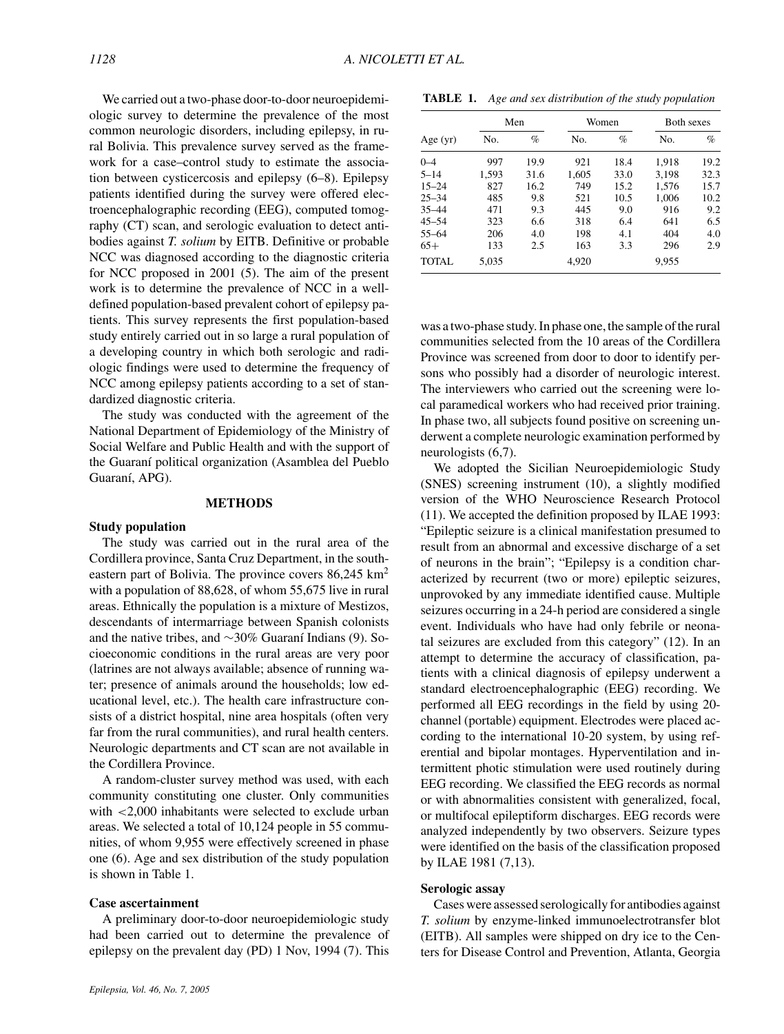We carried out a two-phase door-to-door neuroepidemiologic survey to determine the prevalence of the most common neurologic disorders, including epilepsy, in rural Bolivia. This prevalence survey served as the framework for a case–control study to estimate the association between cysticercosis and epilepsy (6–8). Epilepsy patients identified during the survey were offered electroencephalographic recording (EEG), computed tomography (CT) scan, and serologic evaluation to detect antibodies against *T. solium* by EITB. Definitive or probable NCC was diagnosed according to the diagnostic criteria for NCC proposed in 2001 (5). The aim of the present work is to determine the prevalence of NCC in a well-defined population-based prevalent cohort of epilepsy patients. This survey represents the first population-based study entirely carried out in so large a rural population of a developing country in which both serologic and radiologic findings were used to determine the frequency of NCC among epilepsy patients according to a set of standardized diagnostic criteria.

The study was conducted with the agreement of the National Department of Epidemiology of the Ministry of Social Welfare and Public Health and with the support of the Guaraní political organization (Asamblea del Pueblo Guaraní, APG).

## METHODS

### Study population

The study was carried out in the rural area of the Cordillera province, Santa Cruz Department, in the southeastern part of Bolivia. The province covers 86,245 km$^2$ with a population of 88,628, of whom 55,675 live in rural areas. Ethnically the population is a mixture of Mestizos, descendants of intermarriage between Spanish colonists and the native tribes, and ∼30% Guaraní Indians (9). Socioeconomic conditions in the rural areas are very poor (latrines are not always available; absence of running water; presence of animals around the households; low educational level, etc.). The health care infrastructure consists of a district hospital, nine area hospitals (often very far from the rural communities), and rural health centers. Neurologic departments and CT scan are not available in the Cordillera Province.

A random-cluster survey method was used, with each community constituting one cluster. Only communities with <2,000 inhabitants were selected to exclude urban areas. We selected a total of 10,124 people in 55 communities, of whom 9,955 were effectively screened in phase one (6). Age and sex distribution of the study population is shown in Table 1.

**TABLE 1.** *Age and sex distribution of the study population*

| | Men | | Women | | Both sexes | |
|---|---|---|---|---|---|---|
| Age (yr) | No. | % | No. | % | No. | % |
| 0–4 | 997 | 19.9 | 921 | 18.4 | 1,918 | 19.2 |
| 5–14 | 1,593 | 31.6 | 1,605 | 33.0 | 3,198 | 32.3 |
| 15–24 | 827 | 16.2 | 749 | 15.2 | 1,576 | 15.7 |
| 25–34 | 485 | 9.8 | 521 | 10.5 | 1,006 | 10.2 |
| 35–44 | 471 | 9.3 | 445 | 9.0 | 916 | 9.2 |
| 45–54 | 323 | 6.6 | 318 | 6.4 | 641 | 6.5 |
| 55–64 | 206 | 4.0 | 198 | 4.1 | 404 | 4.0 |
| 65+ | 133 | 2.5 | 163 | 3.3 | 296 | 2.9 |
| TOTAL | 5,035 | | 4,920 | | 9,955 | |

### Case ascertainment

A preliminary door-to-door neuroepidemiologic study had been carried out to determine the prevalence of epilepsy on the prevalent day (PD) 1 Nov, 1994 (7). This was a two-phase study. In phase one, the sample of the rural communities selected from the 10 areas of the Cordillera Province was screened from door to door to identify persons who possibly had a disorder of neurologic interest. The interviewers who carried out the screening were local paramedical workers who had received prior training. In phase two, all subjects found positive on screening underwent a complete neurologic examination performed by neurologists (6,7).

We adopted the Sicilian Neuroepidemiologic Study (SNES) screening instrument (10), a slightly modified version of the WHO Neuroscience Research Protocol (11). We accepted the definition proposed by ILAE 1993: "Epileptic seizure is a clinical manifestation presumed to result from an abnormal and excessive discharge of a set of neurons in the brain"; "Epilepsy is a condition characterized by recurrent (two or more) epileptic seizures, unprovoked by any immediate identified cause. Multiple seizures occurring in a 24-h period are considered a single event. Individuals who have had only febrile or neonatal seizures are excluded from this category" (12). In an attempt to determine the accuracy of classification, patients with a clinical diagnosis of epilepsy underwent a standard electroencephalographic (EEG) recording. We performed all EEG recordings in the field by using 20-channel (portable) equipment. Electrodes were placed according to the international 10-20 system, by using referential and bipolar montages. Hyperventilation and intermittent photic stimulation were used routinely during EEG recording. We classified the EEG records as normal or with abnormalities consistent with generalized, focal, or multifocal epileptiform discharges. EEG records were analyzed independently by two observers. Seizure types were identified on the basis of the classification proposed by ILAE 1981 (7,13).

### Serologic assay

Cases were assessed serologically for antibodies against *T. solium* by enzyme-linked immunoelectrotransfer blot (EITB). All samples were shipped on dry ice to the Centers for Disease Control and Prevention, Atlanta, Georgia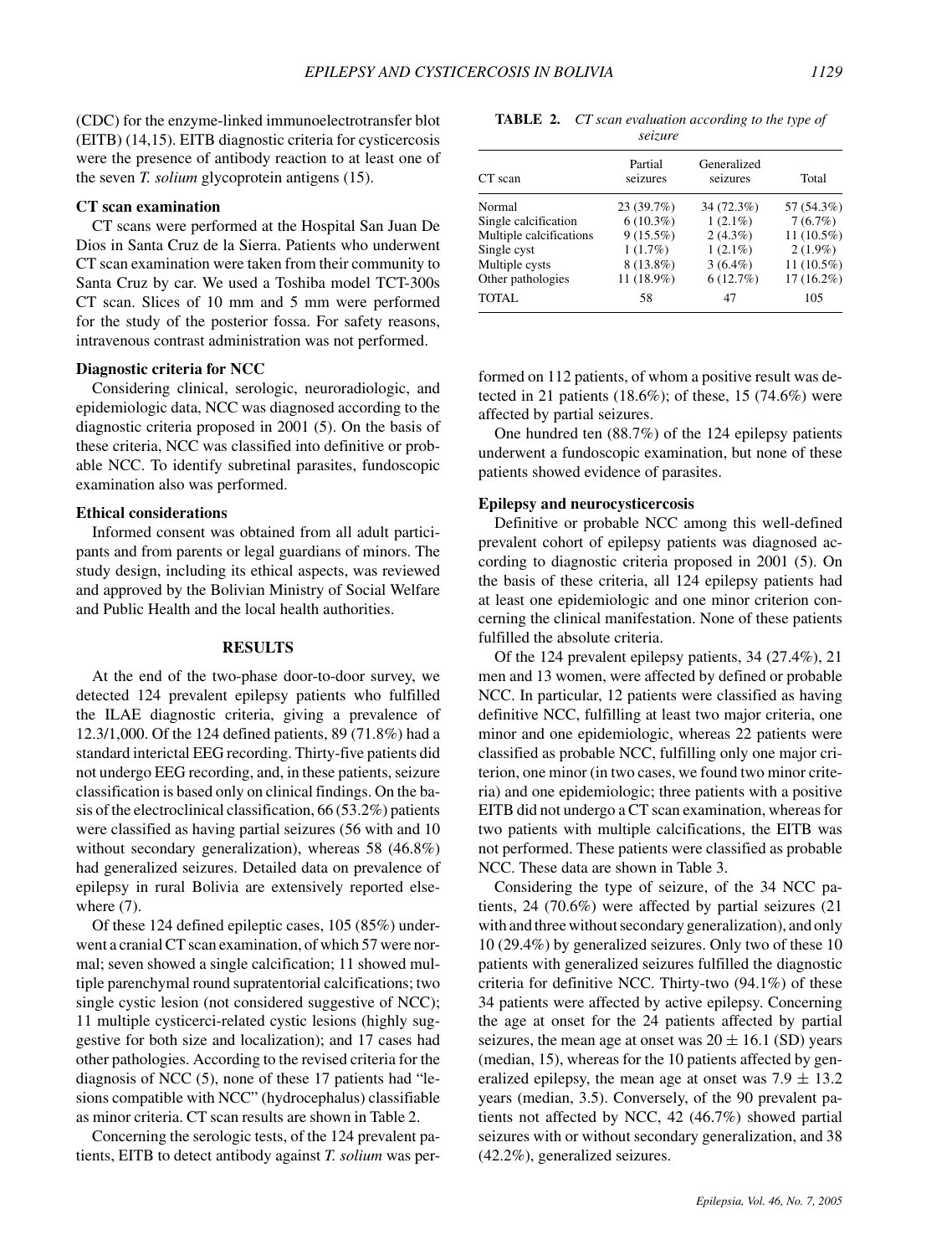(CDC) for the enzyme-linked immunoelectrotransfer blot (EITB) (14,15). EITB diagnostic criteria for cysticercosis were the presence of antibody reaction to at least one of the seven *T. solium* glycoprotein antigens (15).

### CT scan examination

CT scans were performed at the Hospital San Juan De Dios in Santa Cruz de la Sierra. Patients who underwent CT scan examination were taken from their community to Santa Cruz by car. We used a Toshiba model TCT-300s CT scan. Slices of 10 mm and 5 mm were performed for the study of the posterior fossa. For safety reasons, intravenous contrast administration was not performed.

### Diagnostic criteria for NCC

Considering clinical, serologic, neuroradiologic, and epidemiologic data, NCC was diagnosed according to the diagnostic criteria proposed in 2001 (5). On the basis of these criteria, NCC was classified into definitive or probable NCC. To identify subretinal parasites, fundoscopic examination also was performed.

### Ethical considerations

Informed consent was obtained from all adult participants and from parents or legal guardians of minors. The study design, including its ethical aspects, was reviewed and approved by the Bolivian Ministry of Social Welfare and Public Health and the local health authorities.

## RESULTS

At the end of the two-phase door-to-door survey, we detected 124 prevalent epilepsy patients who fulfilled the ILAE diagnostic criteria, giving a prevalence of 12.3/1,000. Of the 124 defined patients, 89 (71.8%) had a standard interictal EEG recording. Thirty-five patients did not undergo EEG recording, and, in these patients, seizure classification is based only on clinical findings. On the basis of the electroclinical classification, 66 (53.2%) patients were classified as having partial seizures (56 with and 10 without secondary generalization), whereas 58 (46.8%) had generalized seizures. Detailed data on prevalence of epilepsy in rural Bolivia are extensively reported elsewhere (7).

Of these 124 defined epileptic cases, 105 (85%) underwent a cranial CT scan examination, of which 57 were normal; seven showed a single calcification; 11 showed multiple parenchymal round supratentorial calcifications; two single cystic lesion (not considered suggestive of NCC); 11 multiple cysticerci-related cystic lesions (highly suggestive for both size and localization); and 17 cases had other pathologies. According to the revised criteria for the diagnosis of NCC (5), none of these 17 patients had "lesions compatible with NCC" (hydrocephalus) classifiable as minor criteria. CT scan results are shown in Table 2.

**TABLE 2.** *CT scan evaluation according to the type of seizure*

| CT scan | Partial seizures | Generalized seizures | Total |
|---|---|---|---|
| Normal | 23 (39.7%) | 34 (72.3%) | 57 (54.3%) |
| Single calcification | 6 (10.3%) | 1 (2.1%) | 7 (6.7%) |
| Multiple calcifications | 9 (15.5%) | 2 (4.3%) | 11 (10.5%) |
| Single cyst | 1 (1.7%) | 1 (2.1%) | 2 (1.9%) |
| Multiple cysts | 8 (13.8%) | 3 (6.4%) | 11 (10.5%) |
| Other pathologies | 11 (18.9%) | 6 (12.7%) | 17 (16.2%) |
| TOTAL | 58 | 47 | 105 |

Concerning the serologic tests, of the 124 prevalent patients, EITB to detect antibody against *T. solium* was performed on 112 patients, of whom a positive result was detected in 21 patients (18.6%); of these, 15 (74.6%) were affected by partial seizures.

One hundred ten (88.7%) of the 124 epilepsy patients underwent a fundoscopic examination, but none of these patients showed evidence of parasites.

### Epilepsy and neurocysticercosis

Definitive or probable NCC among this well-defined prevalent cohort of epilepsy patients was diagnosed according to diagnostic criteria proposed in 2001 (5). On the basis of these criteria, all 124 epilepsy patients had at least one epidemiologic and one minor criterion concerning the clinical manifestation. None of these patients fulfilled the absolute criteria.

Of the 124 prevalent epilepsy patients, 34 (27.4%), 21 men and 13 women, were affected by defined or probable NCC. In particular, 12 patients were classified as having definitive NCC, fulfilling at least two major criteria, one minor and one epidemiologic, whereas 22 patients were classified as probable NCC, fulfilling only one major criterion, one minor (in two cases, we found two minor criteria) and one epidemiologic; three patients with a positive EITB did not undergo a CT scan examination, whereas for two patients with multiple calcifications, the EITB was not performed. These patients were classified as probable NCC. These data are shown in Table 3.

Considering the type of seizure, of the 34 NCC patients, 24 (70.6%) were affected by partial seizures (21 with and three without secondary generalization), and only 10 (29.4%) by generalized seizures. Only two of these 10 patients with generalized seizures fulfilled the diagnostic criteria for definitive NCC. Thirty-two (94.1%) of these 34 patients were affected by active epilepsy. Concerning the age at onset for the 24 patients affected by partial seizures, the mean age at onset was $20 \pm 16.1$ (SD) years (median, 15), whereas for the 10 patients affected by generalized epilepsy, the mean age at onset was $7.9 \pm 13.2$ years (median, 3.5). Conversely, of the 90 prevalent patients not affected by NCC, 42 (46.7%) showed partial seizures with or without secondary generalization, and 38 (42.2%), generalized seizures.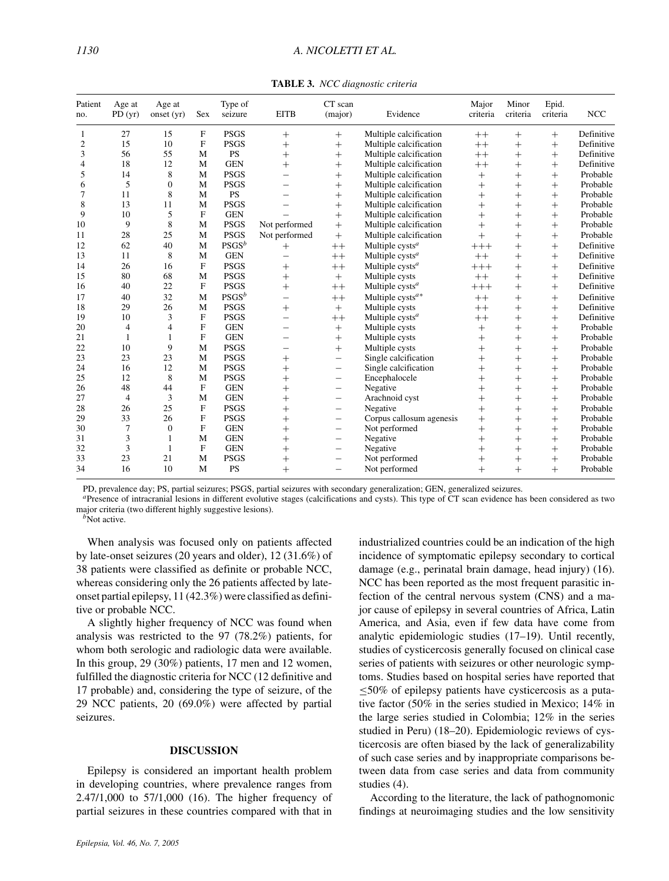**TABLE 3.** *NCC diagnostic criteria*

| Patient no. | Age at PD (yr) | Age at onset (yr) | Sex | Type of seizure | EITB | CT scan (major) | Evidence | Major criteria | Minor criteria | Epid. criteria | NCC |
|---|---|---|---|---|---|---|---|---|---|---|---|
| 1 | 27 | 15 | F | PSGS | + | + | Multiple calcification | ++ | + | + | Definitive |
| 2 | 15 | 10 | F | PSGS | + | + | Multiple calcification | ++ | + | + | Definitive |
| 3 | 56 | 55 | M | PS | + | + | Multiple calcification | ++ | + | + | Definitive |
| 4 | 18 | 12 | M | GEN | + | + | Multiple calcification | ++ | + | + | Definitive |
| 5 | 14 | 8 | M | PSGS | − | + | Multiple calcification | + | + | + | Probable |
| 6 | 5 | 0 | M | PSGS | − | + | Multiple calcification | + | + | + | Probable |
| 7 | 11 | 8 | M | PS | − | + | Multiple calcification | + | + | + | Probable |
| 8 | 13 | 11 | M | PSGS | − | + | Multiple calcification | + | + | + | Probable |
| 9 | 10 | 5 | F | GEN | − | + | Multiple calcification | + | + | + | Probable |
| 10 | 9 | 8 | M | PSGS | Not performed | + | Multiple calcification | + | + | + | Probable |
| 11 | 28 | 25 | M | PSGS | Not performed | + | Multiple calcification | + | + | + | Probable |
| 12 | 62 | 40 | M | PSGS[b] | + | ++ | Multiple cysts[a] | +++ | + | + | Definitive |
| 13 | 11 | 8 | M | GEN | − | ++ | Multiple cysts[a] | ++ | + | + | Definitive |
| 14 | 26 | 16 | F | PSGS | + | ++ | Multiple cysts[a] | +++ | + | + | Definitive |
| 15 | 80 | 68 | M | PSGS | + | + | Multiple cysts | ++ | + | + | Definitive |
| 16 | 40 | 22 | F | PSGS | + | ++ | Multiple cysts[a] | +++ | + | + | Definitive |
| 17 | 40 | 32 | M | PSGS[b] | − | ++ | Multiple cysts[a*] | ++ | + | + | Definitive |
| 18 | 29 | 26 | M | PSGS | + | + | Multiple cysts | ++ | + | + | Definitive |
| 19 | 10 | 3 | F | PSGS | − | ++ | Multiple cysts[a] | ++ | + | + | Definitive |
| 20 | 4 | 4 | F | GEN | − | + | Multiple cysts | + | + | + | Probable |
| 21 | 1 | 1 | F | GEN | − | + | Multiple cysts | + | + | + | Probable |
| 22 | 10 | 9 | M | PSGS | − | + | Multiple cysts | + | + | + | Probable |
| 23 | 23 | 23 | M | PSGS | + | − | Single calcification | + | + | + | Probable |
| 24 | 16 | 12 | M | PSGS | + | − | Single calcification | + | + | + | Probable |
| 25 | 12 | 8 | M | PSGS | + | − | Encephalocele | + | + | + | Probable |
| 26 | 48 | 44 | F | GEN | + | − | Negative | + | + | + | Probable |
| 27 | 4 | 3 | M | GEN | + | − | Arachnoid cyst | + | + | + | Probable |
| 28 | 26 | 25 | F | PSGS | + | − | Negative | + | + | + | Probable |
| 29 | 33 | 26 | F | PSGS | + | − | Corpus callosum agenesis | + | + | + | Probable |
| 30 | 7 | 0 | F | GEN | + | − | Not performed | + | + | + | Probable |
| 31 | 3 | 1 | M | GEN | + | − | Negative | + | + | + | Probable |
| 32 | 3 | 1 | F | GEN | + | − | Negative | + | + | + | Probable |
| 33 | 23 | 21 | M | PSGS | + | − | Not performed | + | + | + | Probable |
| 34 | 16 | 10 | M | PS | + | − | Not performed | + | + | + | Probable |

PD, prevalence day; PS, partial seizures; PSGS, partial seizures with secondary generalization; GEN, generalized seizures.

[a]Presence of intracranial lesions in different evolutive stages (calcifications and cysts). This type of CT scan evidence has been considered as two major criteria (two different highly suggestive lesions).

[b]Not active.

When analysis was focused only on patients affected by late-onset seizures (20 years and older), 12 (31.6%) of 38 patients were classified as definite or probable NCC, whereas considering only the 26 patients affected by late-onset partial epilepsy, 11 (42.3%) were classified as definitive or probable NCC.

A slightly higher frequency of NCC was found when analysis was restricted to the 97 (78.2%) patients, for whom both serologic and radiologic data were available. In this group, 29 (30%) patients, 17 men and 12 women, fulfilled the diagnostic criteria for NCC (12 definitive and 17 probable) and, considering the type of seizure, of the 29 NCC patients, 20 (69.0%) were affected by partial seizures.

## DISCUSSION

Epilepsy is considered an important health problem in developing countries, where prevalence ranges from 2.47/1,000 to 57/1,000 (16). The higher frequency of partial seizures in these countries compared with that in industrialized countries could be an indication of the high incidence of symptomatic epilepsy secondary to cortical damage (e.g., perinatal brain damage, head injury) (16). NCC has been reported as the most frequent parasitic infection of the central nervous system (CNS) and a major cause of epilepsy in several countries of Africa, Latin America, and Asia, even if few data have come from analytic epidemiologic studies (17–19). Until recently, studies of cysticercosis generally focused on clinical case series of patients with seizures or other neurologic symptoms. Studies based on hospital series have reported that ≤50% of epilepsy patients have cysticercosis as a putative factor (50% in the series studied in Mexico; 14% in the large series studied in Colombia; 12% in the series studied in Peru) (18–20). Epidemiologic reviews of cysticercosis are often biased by the lack of generalizability of such case series and by inappropriate comparisons between data from case series and data from community studies (4).

According to the literature, the lack of pathognomonic findings at neuroimaging studies and the low sensitivity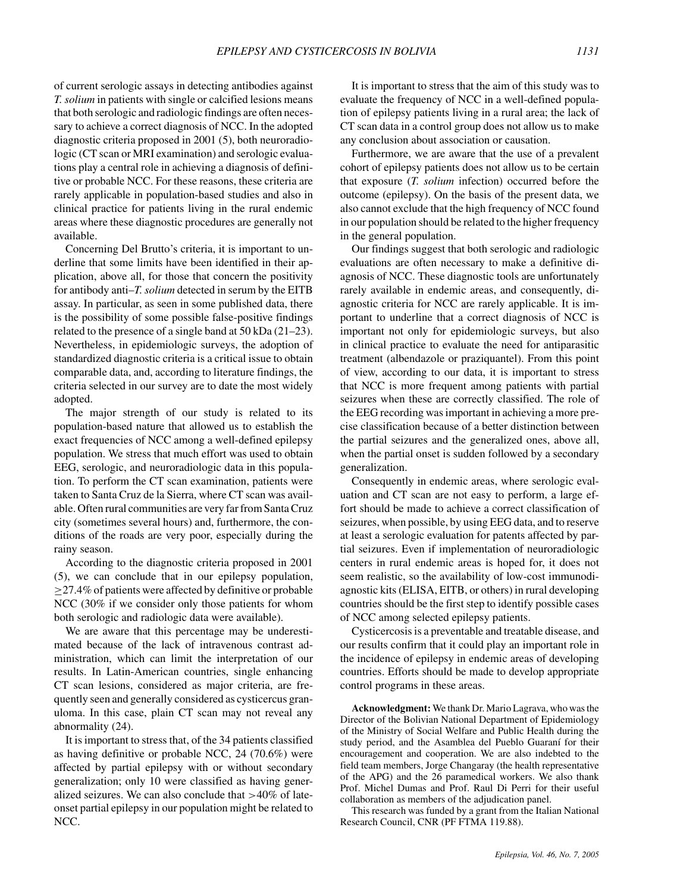of current serologic assays in detecting antibodies against *T. solium* in patients with single or calcified lesions means that both serologic and radiologic findings are often necessary to achieve a correct diagnosis of NCC. In the adopted diagnostic criteria proposed in 2001 (5), both neuroradiologic (CT scan or MRI examination) and serologic evaluations play a central role in achieving a diagnosis of definitive or probable NCC. For these reasons, these criteria are rarely applicable in population-based studies and also in clinical practice for patients living in the rural endemic areas where these diagnostic procedures are generally not available.

Concerning Del Brutto's criteria, it is important to underline that some limits have been identified in their application, above all, for those that concern the positivity for antibody anti–*T. solium* detected in serum by the EITB assay. In particular, as seen in some published data, there is the possibility of some possible false-positive findings related to the presence of a single band at 50 kDa (21–23). Nevertheless, in epidemiologic surveys, the adoption of standardized diagnostic criteria is a critical issue to obtain comparable data, and, according to literature findings, the criteria selected in our survey are to date the most widely adopted.

The major strength of our study is related to its population-based nature that allowed us to establish the exact frequencies of NCC among a well-defined epilepsy population. We stress that much effort was used to obtain EEG, serologic, and neuroradiologic data in this population. To perform the CT scan examination, patients were taken to Santa Cruz de la Sierra, where CT scan was available. Often rural communities are very far from Santa Cruz city (sometimes several hours) and, furthermore, the conditions of the roads are very poor, especially during the rainy season.

According to the diagnostic criteria proposed in 2001 (5), we can conclude that in our epilepsy population, $\geq$27.4% of patients were affected by definitive or probable NCC (30% if we consider only those patients for whom both serologic and radiologic data were available).

We are aware that this percentage may be underestimated because of the lack of intravenous contrast administration, which can limit the interpretation of our results. In Latin-American countries, single enhancing CT scan lesions, considered as major criteria, are frequently seen and generally considered as cysticercus granuloma. In this case, plain CT scan may not reveal any abnormality (24).

It is important to stress that, of the 34 patients classified as having definitive or probable NCC, 24 (70.6%) were affected by partial epilepsy with or without secondary generalization; only 10 were classified as having generalized seizures. We can also conclude that >40% of late-onset partial epilepsy in our population might be related to NCC.

It is important to stress that the aim of this study was to evaluate the frequency of NCC in a well-defined population of epilepsy patients living in a rural area; the lack of CT scan data in a control group does not allow us to make any conclusion about association or causation.

Furthermore, we are aware that the use of a prevalent cohort of epilepsy patients does not allow us to be certain that exposure (*T. solium* infection) occurred before the outcome (epilepsy). On the basis of the present data, we also cannot exclude that the high frequency of NCC found in our population should be related to the higher frequency in the general population.

Our findings suggest that both serologic and radiologic evaluations are often necessary to make a definitive diagnosis of NCC. These diagnostic tools are unfortunately rarely available in endemic areas, and consequently, diagnostic criteria for NCC are rarely applicable. It is important to underline that a correct diagnosis of NCC is important not only for epidemiologic surveys, but also in clinical practice to evaluate the need for antiparasitic treatment (albendazole or praziquantel). From this point of view, according to our data, it is important to stress that NCC is more frequent among patients with partial seizures when these are correctly classified. The role of the EEG recording was important in achieving a more precise classification because of a better distinction between the partial seizures and the generalized ones, above all, when the partial onset is sudden followed by a secondary generalization.

Consequently in endemic areas, where serologic evaluation and CT scan are not easy to perform, a large effort should be made to achieve a correct classification of seizures, when possible, by using EEG data, and to reserve at least a serologic evaluation for patents affected by partial seizures. Even if implementation of neuroradiologic centers in rural endemic areas is hoped for, it does not seem realistic, so the availability of low-cost immunodiagnostic kits (ELISA, EITB, or others) in rural developing countries should be the first step to identify possible cases of NCC among selected epilepsy patients.

Cysticercosis is a preventable and treatable disease, and our results confirm that it could play an important role in the incidence of epilepsy in endemic areas of developing countries. Efforts should be made to develop appropriate control programs in these areas.

**Acknowledgment:** We thank Dr. Mario Lagrava, who was the Director of the Bolivian National Department of Epidemiology of the Ministry of Social Welfare and Public Health during the study period, and the Asamblea del Pueblo Guaraní for their encouragement and cooperation. We are also indebted to the field team members, Jorge Changaray (the health representative of the APG) and the 26 paramedical workers. We also thank Prof. Michel Dumas and Prof. Raul Di Perri for their useful collaboration as members of the adjudication panel.

This research was funded by a grant from the Italian National Research Council, CNR (PF FTMA 119.88).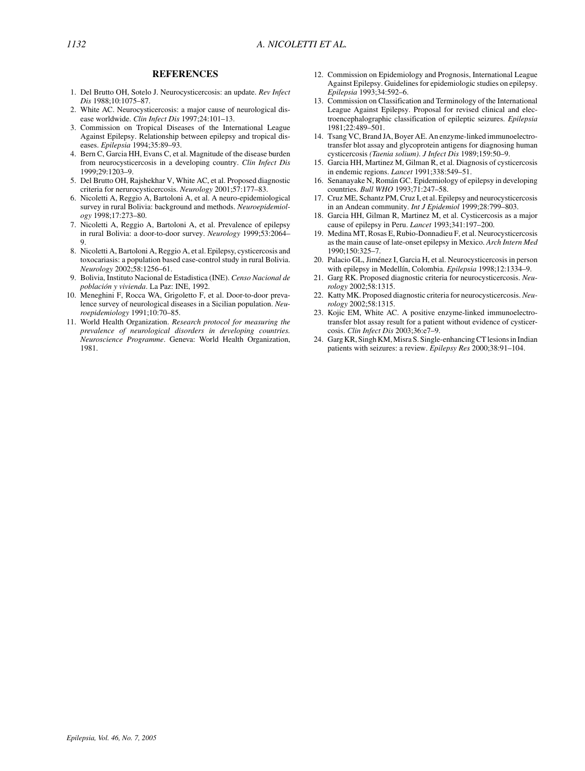## REFERENCES

1. Del Brutto OH, Sotelo J. Neurocysticercosis: an update. *Rev Infect Dis* 1988;10:1075–87.
2. White AC. Neurocysticercosis: a major cause of neurological disease worldwide. *Clin Infect Dis* 1997;24:101–13.
3. Commission on Tropical Diseases of the International League Against Epilepsy. Relationship between epilepsy and tropical diseases. *Epilepsia* 1994;35:89–93.
4. Bern C, Garcia HH, Evans C, et al. Magnitude of the disease burden from neurocysticercosis in a developing country. *Clin Infect Dis* 1999;29:1203–9.
5. Del Brutto OH, Rajshekhar V, White AC, et al. Proposed diagnostic criteria for nerurocysticercosis. *Neurology* 2001;57:177–83.
6. Nicoletti A, Reggio A, Bartoloni A, et al. A neuro-epidemiological survey in rural Bolivia: background and methods. *Neuroepidemiology* 1998;17:273–80.
7. Nicoletti A, Reggio A, Bartoloni A, et al. Prevalence of epilepsy in rural Bolivia: a door-to-door survey. *Neurology* 1999;53:2064–9.
8. Nicoletti A, Bartoloni A, Reggio A, et al. Epilepsy, cysticercosis and toxocariasis: a population based case-control study in rural Bolivia. *Neurology* 2002;58:1256–61.
9. Bolivia, Instituto Nacional de Estadistica (INE). *Censo Nacional de población y vivienda*. La Paz: INE, 1992.
10. Meneghini F, Rocca WA, Grigoletto F, et al. Door-to-door prevalence survey of neurological diseases in a Sicilian population. *Neuroepidemiology* 1991;10:70–85.
11. World Health Organization. *Research protocol for measuring the prevalence of neurological disorders in developing countries. Neuroscience Programme*. Geneva: World Health Organization, 1981.
12. Commission on Epidemiology and Prognosis, International League Against Epilepsy. Guidelines for epidemiologic studies on epilepsy. *Epilepsia* 1993;34:592–6.
13. Commission on Classification and Terminology of the International League Against Epilepsy. Proposal for revised clinical and electroencephalographic classification of epileptic seizures. *Epilepsia* 1981;22:489–501.
14. Tsang VC, Brand JA, Boyer AE. An enzyme-linked immunoelectrotransfer blot assay and glycoprotein antigens for diagnosing human cysticercosis *(Taenia solium)*. *J Infect Dis* 1989;159:50–9.
15. Garcia HH, Martinez M, Gilman R, et al. Diagnosis of cysticercosis in endemic regions. *Lancet* 1991;338:549–51.
16. Senanayake N, Román GC. Epidemiology of epilepsy in developing countries. *Bull WHO* 1993;71:247–58.
17. Cruz ME, Schantz PM, Cruz I, et al. Epilepsy and neurocysticercosis in an Andean community. *Int J Epidemiol* 1999;28:799–803.
18. Garcia HH, Gilman R, Martinez M, et al. Cysticercosis as a major cause of epilepsy in Peru. *Lancet* 1993;341:197–200.
19. Medina MT, Rosas E, Rubio-Donnadieu F, et al. Neurocysticercosis as the main cause of late-onset epilepsy in Mexico. *Arch Intern Med* 1990;150:325–7.
20. Palacio GL, Jiménez I, Garcia H, et al. Neurocysticercosis in person with epilepsy in Medellín, Colombia. *Epilepsia* 1998;12:1334–9.
21. Garg RK. Proposed diagnostic criteria for neurocysticercosis. *Neurology* 2002;58:1315.
22. Katty MK. Proposed diagnostic criteria for neurocysticercosis. *Neurology* 2002;58:1315.
23. Kojic EM, White AC. A positive enzyme-linked immunoelectrotransfer blot assay result for a patient without evidence of cysticercosis. *Clin Infect Dis* 2003;36:e7–9.
24. Garg KR, Singh KM, Misra S. Single-enhancing CT lesions in Indian patients with seizures: a review. *Epilepsy Res* 2000;38:91–104.